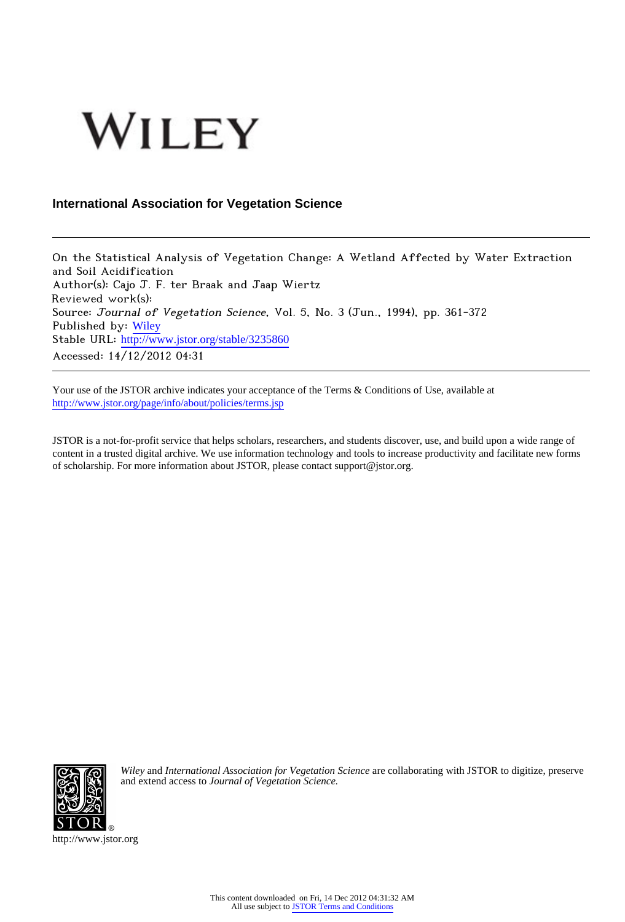WILEY

**International Association for Vegetation Science**

On the Statistical Analysis of Vegetation Change: A Wetland Affected by Water Extraction and Soil Acidification
Author(s): Cajo J. F. ter Braak and Jaap Wiertz
Reviewed work(s):
Source: *Journal of Vegetation Science*, Vol. 5, No. 3 (Jun., 1994), pp. 361-372
Published by: Wiley
Stable URL: http://www.jstor.org/stable/3235860
Accessed: 14/12/2012 04:31

Your use of the JSTOR archive indicates your acceptance of the Terms & Conditions of Use, available at
http://www.jstor.org/page/info/about/policies/terms.jsp

JSTOR is a not-for-profit service that helps scholars, researchers, and students discover, use, and build upon a wide range of content in a trusted digital archive. We use information technology and tools to increase productivity and facilitate new forms of scholarship. For more information about JSTOR, please contact support@jstor.org.

*Wiley* and *International Association for Vegetation Science* are collaborating with JSTOR to digitize, preserve and extend access to *Journal of Vegetation Science.*

http://www.jstor.org

This content downloaded on Fri, 14 Dec 2012 04:31:32 AM
All use subject to JSTOR Terms and Conditions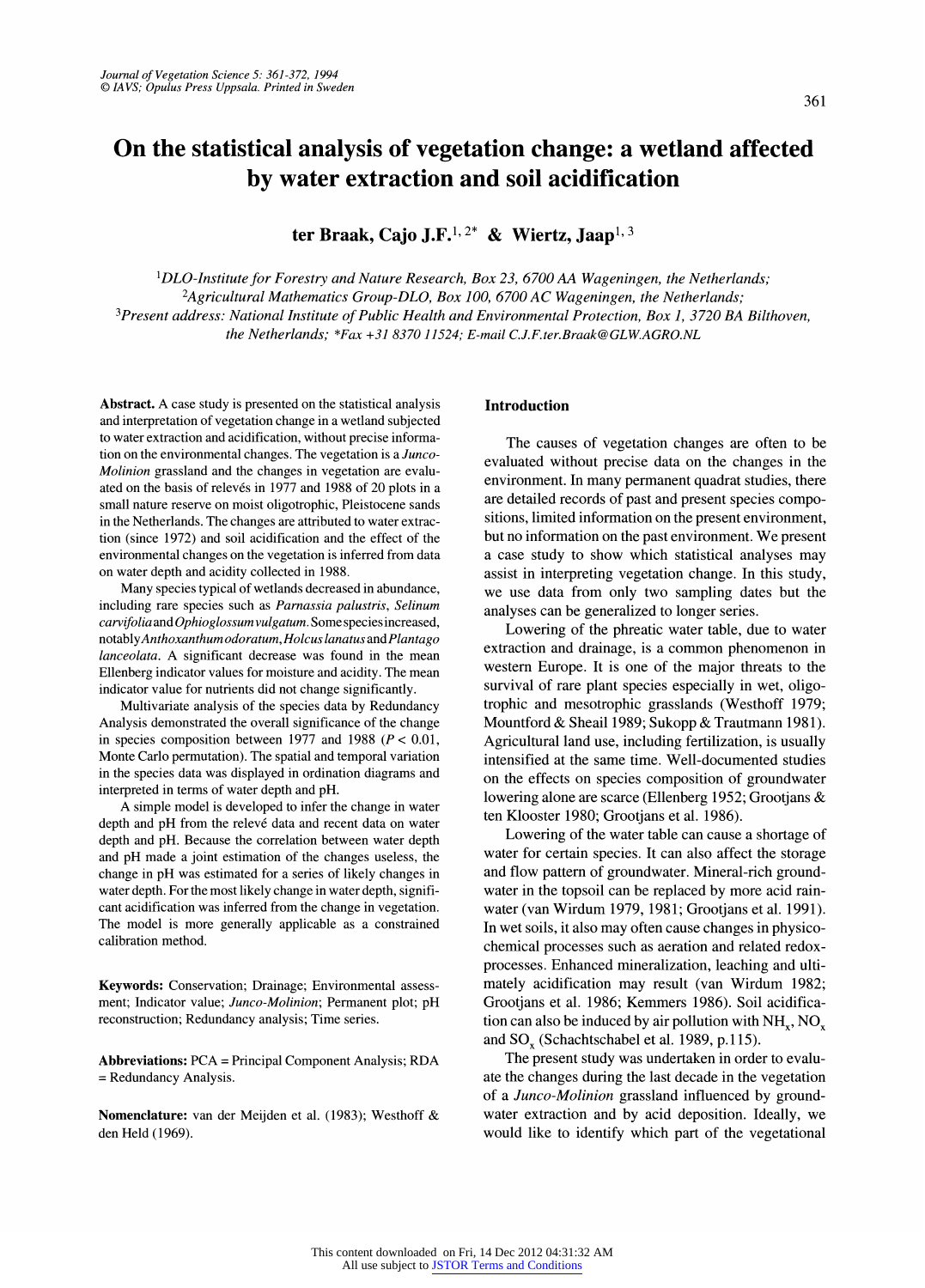# On the statistical analysis of vegetation change: a wetland affected by water extraction and soil acidification

**ter Braak, Cajo J.F.**[1, 2*] **& Wiertz, Jaap**[1, 3]

[1]*DLO-Institute for Forestry and Nature Research, Box 23, 6700 AA Wageningen, the Netherlands;*
[2]*Agricultural Mathematics Group-DLO, Box 100, 6700 AC Wageningen, the Netherlands;*
[3]*Present address: National Institute of Public Health and Environmental Protection, Box 1, 3720 BA Bilthoven, the Netherlands;* *\*Fax +31 8370 11524; E-mail C.J.F.ter.Braak@GLW.AGRO.NL*

**Abstract.** A case study is presented on the statistical analysis and interpretation of vegetation change in a wetland subjected to water extraction and acidification, without precise information on the environmental changes. The vegetation is a *Junco-Molinion* grassland and the changes in vegetation are evaluated on the basis of relevés in 1977 and 1988 of 20 plots in a small nature reserve on moist oligotrophic, Pleistocene sands in the Netherlands. The changes are attributed to water extraction (since 1972) and soil acidification and the effect of the environmental changes on the vegetation is inferred from data on water depth and acidity collected in 1988.

Many species typical of wetlands decreased in abundance, including rare species such as *Parnassia palustris*, *Selinum carvifolia* and *Ophioglossum vulgatum*. Some species increased, notably *Anthoxanthum odoratum*, *Holcus lanatus* and *Plantago lanceolata*. A significant decrease was found in the mean Ellenberg indicator values for moisture and acidity. The mean indicator value for nutrients did not change significantly.

Multivariate analysis of the species data by Redundancy Analysis demonstrated the overall significance of the change in species composition between 1977 and 1988 ($P < 0.01$, Monte Carlo permutation). The spatial and temporal variation in the species data was displayed in ordination diagrams and interpreted in terms of water depth and pH.

A simple model is developed to infer the change in water depth and pH from the relevé data and recent data on water depth and pH. Because the correlation between water depth and pH made a joint estimation of the changes useless, the change in pH was estimated for a series of likely changes in water depth. For the most likely change in water depth, significant acidification was inferred from the change in vegetation. The model is more generally applicable as a constrained calibration method.

**Keywords:** Conservation; Drainage; Environmental assessment; Indicator value; *Junco-Molinion*; Permanent plot; pH reconstruction; Redundancy analysis; Time series.

**Abbreviations:** PCA = Principal Component Analysis; RDA = Redundancy Analysis.

**Nomenclature:** van der Meijden et al. (1983); Westhoff & den Held (1969).

## Introduction

The causes of vegetation changes are often to be evaluated without precise data on the changes in the environment. In many permanent quadrat studies, there are detailed records of past and present species compositions, limited information on the present environment, but no information on the past environment. We present a case study to show which statistical analyses may assist in interpreting vegetation change. In this study, we use data from only two sampling dates but the analyses can be generalized to longer series.

Lowering of the phreatic water table, due to water extraction and drainage, is a common phenomenon in western Europe. It is one of the major threats to the survival of rare plant species especially in wet, oligotrophic and mesotrophic grasslands (Westhoff 1979; Mountford & Sheail 1989; Sukopp & Trautmann 1981). Agricultural land use, including fertilization, is usually intensified at the same time. Well-documented studies on the effects on species composition of groundwater lowering alone are scarce (Ellenberg 1952; Grootjans & ten Klooster 1980; Grootjans et al. 1986).

Lowering of the water table can cause a shortage of water for certain species. It can also affect the storage and flow pattern of groundwater. Mineral-rich groundwater in the topsoil can be replaced by more acid rainwater (van Wirdum 1979, 1981; Grootjans et al. 1991). In wet soils, it also may often cause changes in physico-chemical processes such as aeration and related redox-processes. Enhanced mineralization, leaching and ultimately acidification may result (van Wirdum 1982; Grootjans et al. 1986; Kemmers 1986). Soil acidification can also be induced by air pollution with $NH_x$, $NO_x$ and $SO_x$ (Schachtschabel et al. 1989, p.115).

The present study was undertaken in order to evaluate the changes during the last decade in the vegetation of a *Junco-Molinion* grassland influenced by groundwater extraction and by acid deposition. Ideally, we would like to identify which part of the vegetational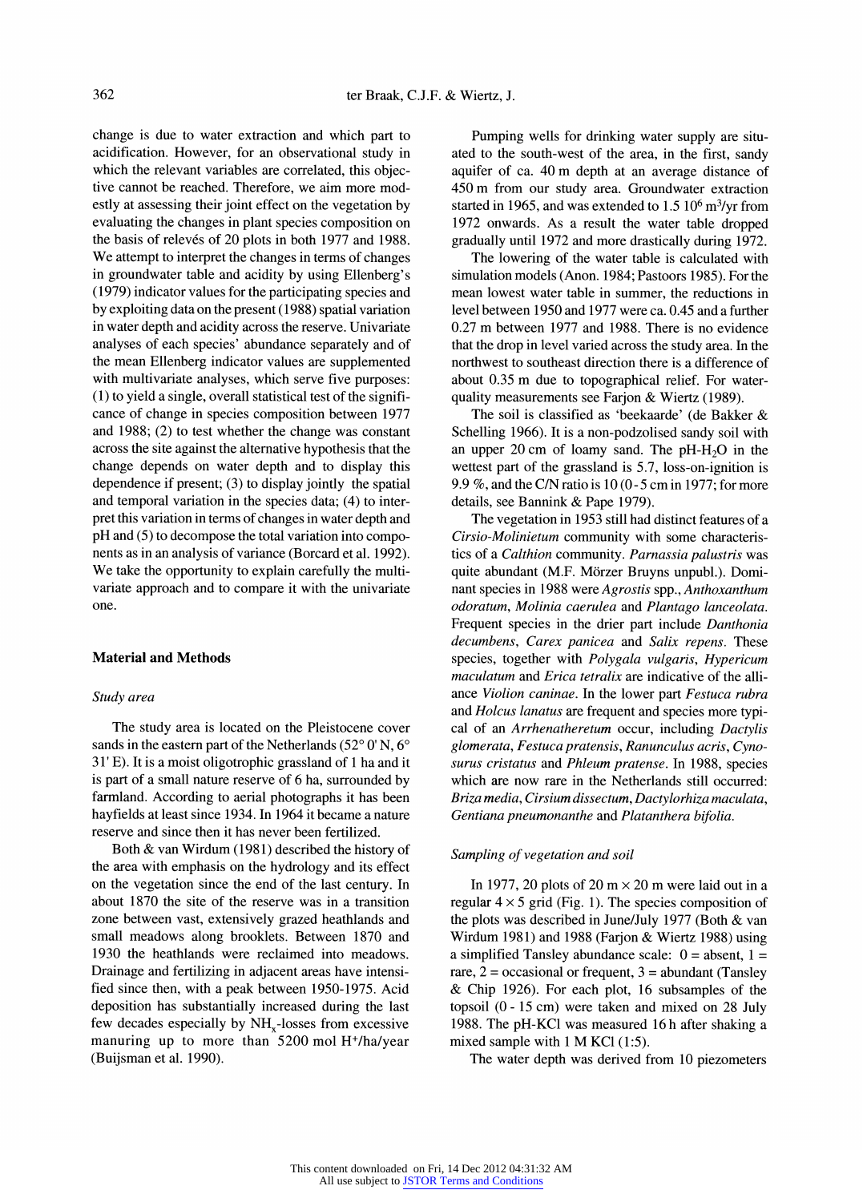change is due to water extraction and which part to acidification. However, for an observational study in which the relevant variables are correlated, this objective cannot be reached. Therefore, we aim more modestly at assessing their joint effect on the vegetation by evaluating the changes in plant species composition on the basis of relevés of 20 plots in both 1977 and 1988. We attempt to interpret the changes in terms of changes in groundwater table and acidity by using Ellenberg's (1979) indicator values for the participating species and by exploiting data on the present (1988) spatial variation in water depth and acidity across the reserve. Univariate analyses of each species' abundance separately and of the mean Ellenberg indicator values are supplemented with multivariate analyses, which serve five purposes: (1) to yield a single, overall statistical test of the significance of change in species composition between 1977 and 1988; (2) to test whether the change was constant across the site against the alternative hypothesis that the change depends on water depth and to display this dependence if present; (3) to display jointly the spatial and temporal variation in the species data; (4) to interpret this variation in terms of changes in water depth and pH and (5) to decompose the total variation into components as in an analysis of variance (Borcard et al. 1992). We take the opportunity to explain carefully the multivariate approach and to compare it with the univariate one.

## Material and Methods

### *Study area*

The study area is located on the Pleistocene cover sands in the eastern part of the Netherlands (52° 0' N, 6° 31' E). It is a moist oligotrophic grassland of 1 ha and it is part of a small nature reserve of 6 ha, surrounded by farmland. According to aerial photographs it has been hayfields at least since 1934. In 1964 it became a nature reserve and since then it has never been fertilized.

Both & van Wirdum (1981) described the history of the area with emphasis on the hydrology and its effect on the vegetation since the end of the last century. In about 1870 the site of the reserve was in a transition zone between vast, extensively grazed heathlands and small meadows along brooklets. Between 1870 and 1930 the heathlands were reclaimed into meadows. Drainage and fertilizing in adjacent areas have intensified since then, with a peak between 1950-1975. Acid deposition has substantially increased during the last few decades especially by $NH_x$-losses from excessive manuring up to more than 5200 mol $H^+$/ha/year (Buijsman et al. 1990).

Pumping wells for drinking water supply are situated to the south-west of the area, in the first, sandy aquifer of ca. 40 m depth at an average distance of 450 m from our study area. Groundwater extraction started in 1965, and was extended to $1.5\ 10^6\ m^3$/yr from 1972 onwards. As a result the water table dropped gradually until 1972 and more drastically during 1972.

The lowering of the water table is calculated with simulation models (Anon. 1984; Pastoors 1985). For the mean lowest water table in summer, the reductions in level between 1950 and 1977 were ca. 0.45 and a further 0.27 m between 1977 and 1988. There is no evidence that the drop in level varied across the study area. In the northwest to southeast direction there is a difference of about 0.35 m due to topographical relief. For water-quality measurements see Farjon & Wiertz (1989).

The soil is classified as 'beekaarde' (de Bakker & Schelling 1966). It is a non-podzolised sandy soil with an upper 20 cm of loamy sand. The pH-$H_2O$ in the wettest part of the grassland is 5.7, loss-on-ignition is 9.9 %, and the C/N ratio is 10 (0 - 5 cm in 1977; for more details, see Bannink & Pape 1979).

The vegetation in 1953 still had distinct features of a *Cirsio-Molinietum* community with some characteristics of a *Calthion* community. *Parnassia palustris* was quite abundant (M.F. Mörzer Bruyns unpubl.). Dominant species in 1988 were *Agrostis* spp., *Anthoxanthum odoratum*, *Molinia caerulea* and *Plantago lanceolata*. Frequent species in the drier part include *Danthonia decumbens*, *Carex panicea* and *Salix repens*. These species, together with *Polygala vulgaris*, *Hypericum maculatum* and *Erica tetralix* are indicative of the alliance *Violion caninae*. In the lower part *Festuca rubra* and *Holcus lanatus* are frequent and species more typical of an *Arrhenatheretum* occur, including *Dactylis glomerata*, *Festuca pratensis*, *Ranunculus acris*, *Cynosurus cristatus* and *Phleum pratense*. In 1988, species which are now rare in the Netherlands still occurred: *Briza media*, *Cirsium dissectum*, *Dactylorhiza maculata*, *Gentiana pneumonanthe* and *Platanthera bifolia*.

### *Sampling of vegetation and soil*

In 1977, 20 plots of 20 m × 20 m were laid out in a regular 4 × 5 grid (Fig. 1). The species composition of the plots was described in June/July 1977 (Both & van Wirdum 1981) and 1988 (Farjon & Wiertz 1988) using a simplified Tansley abundance scale: 0 = absent, 1 = rare, 2 = occasional or frequent, 3 = abundant (Tansley & Chip 1926). For each plot, 16 subsamples of the topsoil (0 - 15 cm) were taken and mixed on 28 July 1988. The pH-KCl was measured 16 h after shaking a mixed sample with 1 M KCl (1:5).

The water depth was derived from 10 piezometers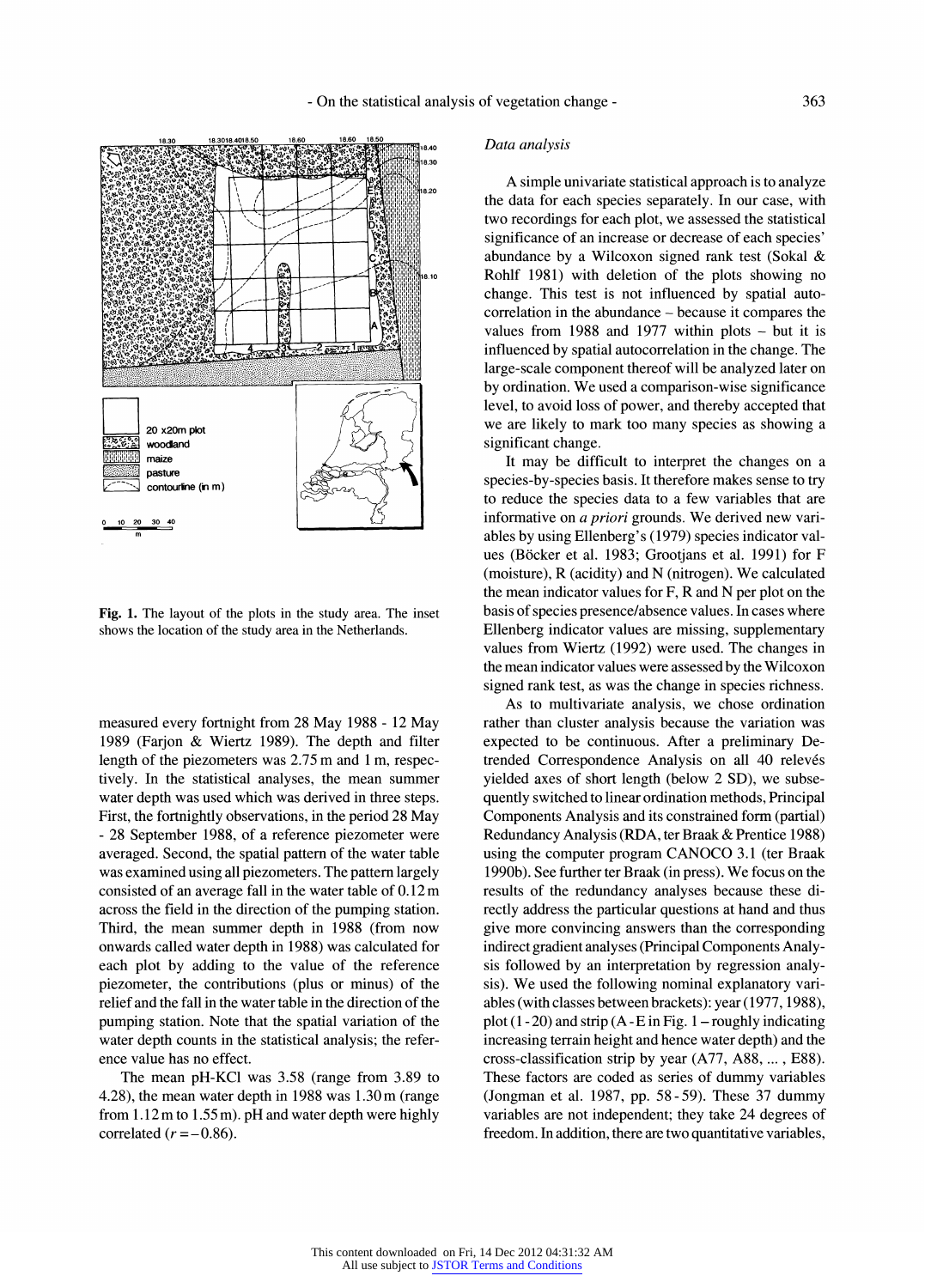Fig. 1. The layout of the plots in the study area. The inset shows the location of the study area in the Netherlands.

measured every fortnight from 28 May 1988 - 12 May 1989 (Farjon & Wiertz 1989). The depth and filter length of the piezometers was 2.75 m and 1 m, respectively. In the statistical analyses, the mean summer water depth was used which was derived in three steps. First, the fortnightly observations, in the period 28 May - 28 September 1988, of a reference piezometer were averaged. Second, the spatial pattern of the water table was examined using all piezometers. The pattern largely consisted of an average fall in the water table of 0.12 m across the field in the direction of the pumping station. Third, the mean summer depth in 1988 (from now onwards called water depth in 1988) was calculated for each plot by adding to the value of the reference piezometer, the contributions (plus or minus) of the relief and the fall in the water table in the direction of the pumping station. Note that the spatial variation of the water depth counts in the statistical analysis; the reference value has no effect.

The mean pH-KCl was 3.58 (range from 3.89 to 4.28), the mean water depth in 1988 was 1.30 m (range from 1.12 m to 1.55 m). pH and water depth were highly correlated ($r = -0.86$).

### *Data analysis*

A simple univariate statistical approach is to analyze the data for each species separately. In our case, with two recordings for each plot, we assessed the statistical significance of an increase or decrease of each species' abundance by a Wilcoxon signed rank test (Sokal & Rohlf 1981) with deletion of the plots showing no change. This test is not influenced by spatial autocorrelation in the abundance – because it compares the values from 1988 and 1977 within plots – but it is influenced by spatial autocorrelation in the change. The large-scale component thereof will be analyzed later on by ordination. We used a comparison-wise significance level, to avoid loss of power, and thereby accepted that we are likely to mark too many species as showing a significant change.

It may be difficult to interpret the changes on a species-by-species basis. It therefore makes sense to try to reduce the species data to a few variables that are informative on *a priori* grounds. We derived new variables by using Ellenberg's (1979) species indicator values (Böcker et al. 1983; Grootjans et al. 1991) for F (moisture), R (acidity) and N (nitrogen). We calculated the mean indicator values for F, R and N per plot on the basis of species presence/absence values. In cases where Ellenberg indicator values are missing, supplementary values from Wiertz (1992) were used. The changes in the mean indicator values were assessed by the Wilcoxon signed rank test, as was the change in species richness.

As to multivariate analysis, we chose ordination rather than cluster analysis because the variation was expected to be continuous. After a preliminary Detrended Correspondence Analysis on all 40 relevés yielded axes of short length (below 2 SD), we subsequently switched to linear ordination methods, Principal Components Analysis and its constrained form (partial) Redundancy Analysis (RDA, ter Braak & Prentice 1988) using the computer program CANOCO 3.1 (ter Braak 1990b). See further ter Braak (in press). We focus on the results of the redundancy analyses because these directly address the particular questions at hand and thus give more convincing answers than the corresponding indirect gradient analyses (Principal Components Analysis followed by an interpretation by regression analysis). We used the following nominal explanatory variables (with classes between brackets): year (1977, 1988), plot (1 - 20) and strip (A - E in Fig. 1 – roughly indicating increasing terrain height and hence water depth) and the cross-classification strip by year (A77, A88, ... , E88). These factors are coded as series of dummy variables (Jongman et al. 1987, pp. 58 - 59). These 37 dummy variables are not independent; they take 24 degrees of freedom. In addition, there are two quantitative variables,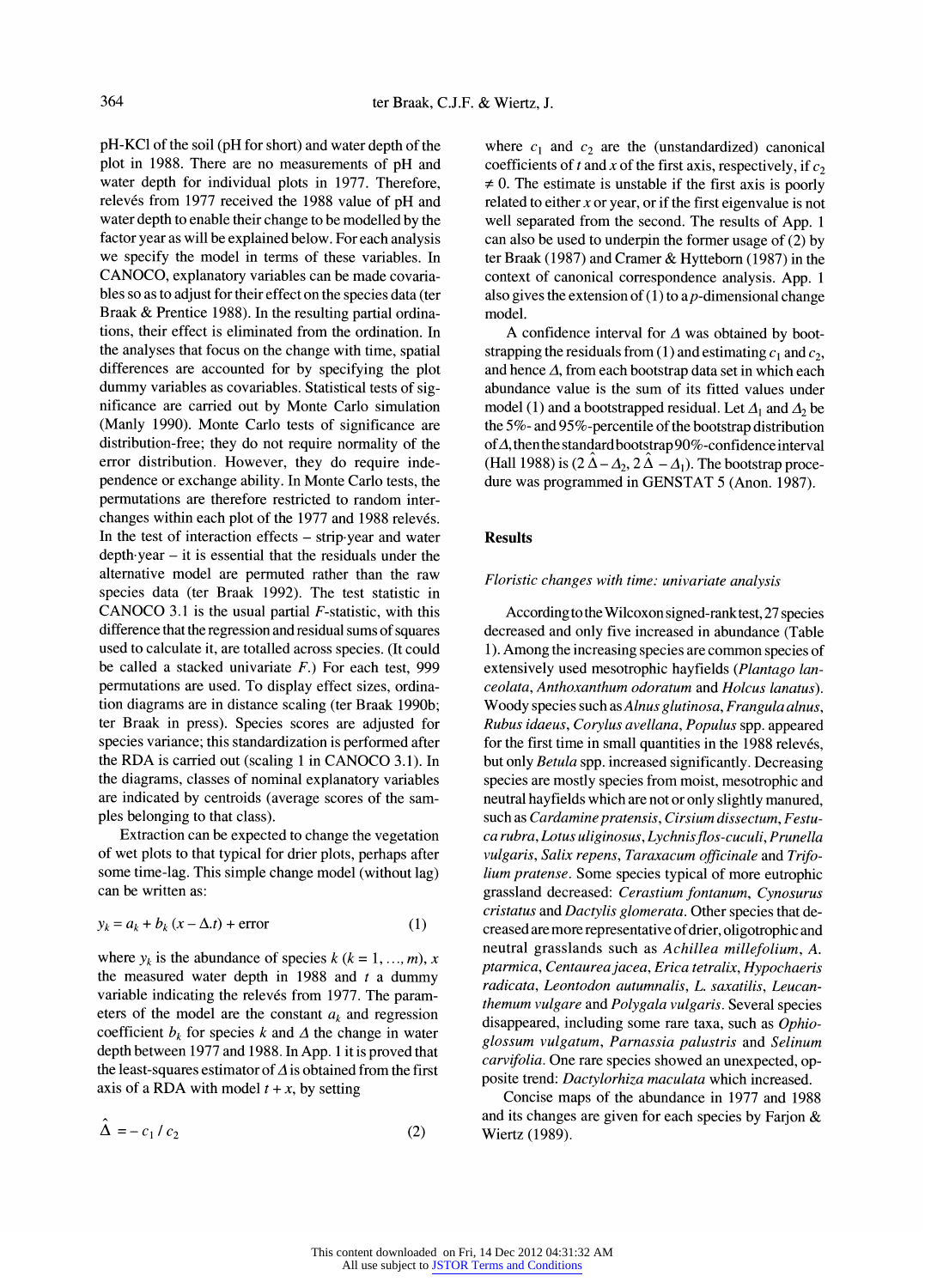pH-KCl of the soil (pH for short) and water depth of the plot in 1988. There are no measurements of pH and water depth for individual plots in 1977. Therefore, relevés from 1977 received the 1988 value of pH and water depth to enable their change to be modelled by the factor year as will be explained below. For each analysis we specify the model in terms of these variables. In CANOCO, explanatory variables can be made covariables so as to adjust for their effect on the species data (ter Braak & Prentice 1988). In the resulting partial ordinations, their effect is eliminated from the ordination. In the analyses that focus on the change with time, spatial differences are accounted for by specifying the plot dummy variables as covariables. Statistical tests of significance are carried out by Monte Carlo simulation (Manly 1990). Monte Carlo tests of significance are distribution-free; they do not require normality of the error distribution. However, they do require independence or exchange ability. In Monte Carlo tests, the permutations are therefore restricted to random interchanges within each plot of the 1977 and 1988 relevés. In the test of interaction effects – strip·year and water depth·year – it is essential that the residuals under the alternative model are permuted rather than the raw species data (ter Braak 1992). The test statistic in CANOCO 3.1 is the usual partial $F$-statistic, with this difference that the regression and residual sums of squares used to calculate it, are totalled across species. (It could be called a stacked univariate $F$.) For each test, 999 permutations are used. To display effect sizes, ordination diagrams are in distance scaling (ter Braak 1990b; ter Braak in press). Species scores are adjusted for species variance; this standardization is performed after the RDA is carried out (scaling 1 in CANOCO 3.1). In the diagrams, classes of nominal explanatory variables are indicated by centroids (average scores of the samples belonging to that class).

Extraction can be expected to change the vegetation of wet plots to that typical for drier plots, perhaps after some time-lag. This simple change model (without lag) can be written as:

$$y_k = a_k + b_k\,(x - \Delta.t) + \text{error} \qquad (1)$$

where $y_k$ is the abundance of species $k$ ($k = 1, \ldots, m$), $x$ the measured water depth in 1988 and $t$ a dummy variable indicating the relevés from 1977. The parameters of the model are the constant $a_k$ and regression coefficient $b_k$ for species $k$ and $\Delta$ the change in water depth between 1977 and 1988. In App. 1 it is proved that the least-squares estimator of $\Delta$ is obtained from the first axis of a RDA with model $t + x$, by setting

$$\hat{\Delta} = -\,c_1 / c_2 \qquad (2)$$

where $c_1$ and $c_2$ are the (unstandardized) canonical coefficients of $t$ and $x$ of the first axis, respectively, if $c_2 \neq 0$. The estimate is unstable if the first axis is poorly related to either $x$ or year, or if the first eigenvalue is not well separated from the second. The results of App. 1 can also be used to underpin the former usage of (2) by ter Braak (1987) and Cramer & Hytteborn (1987) in the context of canonical correspondence analysis. App. 1 also gives the extension of (1) to a $p$-dimensional change model.

A confidence interval for $\Delta$ was obtained by bootstrapping the residuals from (1) and estimating $c_1$ and $c_2$, and hence $\Delta$, from each bootstrap data set in which each abundance value is the sum of its fitted values under model (1) and a bootstrapped residual. Let $\Delta_1$ and $\Delta_2$ be the 5%- and 95%-percentile of the bootstrap distribution of $\Delta$, then the standard bootstrap 90%-confidence interval (Hall 1988) is $(2\,\hat{\Delta} - \Delta_2,\, 2\,\hat{\Delta} - \Delta_1)$. The bootstrap procedure was programmed in GENSTAT 5 (Anon. 1987).

## Results

### *Floristic changes with time: univariate analysis*

According to the Wilcoxon signed-rank test, 27 species decreased and only five increased in abundance (Table 1). Among the increasing species are common species of extensively used mesotrophic hayfields (*Plantago lanceolata*, *Anthoxanthum odoratum* and *Holcus lanatus*). Woody species such as *Alnus glutinosa*, *Frangula alnus*, *Rubus idaeus*, *Corylus avellana*, *Populus* spp. appeared for the first time in small quantities in the 1988 relevés, but only *Betula* spp. increased significantly. Decreasing species are mostly species from moist, mesotrophic and neutral hayfields which are not or only slightly manured, such as *Cardamine pratensis*, *Cirsium dissectum*, *Festuca rubra*, *Lotus uliginosus*, *Lychnis flos-cuculi*, *Prunella vulgaris*, *Salix repens*, *Taraxacum officinale* and *Trifolium pratense*. Some species typical of more eutrophic grassland decreased: *Cerastium fontanum*, *Cynosurus cristatus* and *Dactylis glomerata*. Other species that decreased are more representative of drier, oligotrophic and neutral grasslands such as *Achillea millefolium*, *A. ptarmica*, *Centaurea jacea*, *Erica tetralix*, *Hypochaeris radicata*, *Leontodon autumnalis*, *L. saxatilis*, *Leucanthemum vulgare* and *Polygala vulgaris*. Several species disappeared, including some rare taxa, such as *Ophioglossum vulgatum*, *Parnassia palustris* and *Selinum carvifolia*. One rare species showed an unexpected, opposite trend: *Dactylorhiza maculata* which increased.

Concise maps of the abundance in 1977 and 1988 and its changes are given for each species by Farjon & Wiertz (1989).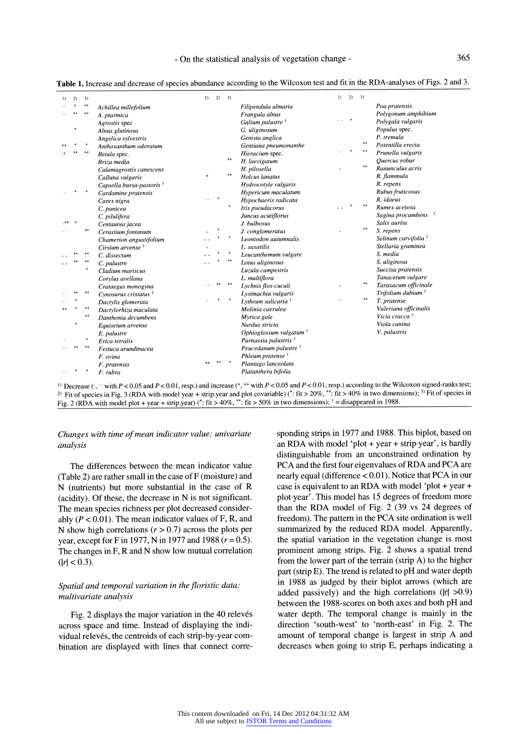**Table 1.** Increase and decrease of species abundance according to the Wilcoxon test and fit in the RDA-analyses of Figs. 2 and 3.

| 1) | 2) | 3) | Species |
|---|---|---|---|
| -- | * | ** | *Achillea millefolium* |
| -- | ** | ** | *A. ptarmica* |
| | | | *Agrostis* spec |
| | * | | *Alnus glutinosa* |
| | | | *Angelica sylvestris* |
| ++ | * | * | *Anthoxanthum odoratum* |
| + | ** | ** | *Betula* spec. |
| | | | *Briza media* |
| | | | *Calamagrostis canescens* |
| | | | *Calluna vulgaris* |
| | | | *Capsella bursa-pastoris* † |
| - | * | * | *Cardamine pratensis* |
| | | | *Carex nigra* |
| | | | *C. panicea* |
| | | | *C. pilulifera* |
| -- | * | | *Centaurea jacea* |
| -- | | ** | *Cerastium fontanum* |
| | | | *Chamerion angustifolium* |
| | | | *Cirsium arvense* † |
| -- | ** | ** | *C. dissectum* |
| -- | ** | ** | *C. palustre* |
| | | * | *Cladium mariscus* |
| | | | *Corylus avellana* |
| | | | *Crataegus monogyna* |
| -- | ** | ** | *Cynosurus cristatus* † |
| -- | * | | *Dactylis glomerata* |
| ++ | * | ** | *Dactylorhiza maculata* |
| | | ** | *Danthonia decumbens* |
| | * | | *Equisetum arvense* |
| | | | *E. palustre* |
| - | | * | *Erica tetralix* |
| -- | ** | ** | *Festuca arundinacea* |
| | | | *F. ovina* |
| | | | *F. pratensis* |
| -- | * | * | *F. rubra* |
| | | | *Filipendula ulmaria* |
| | | | *Frangula alnus* |
| | | | *Galium palustre* † |
| | | | *G. uliginosum* |
| | | | *Genista anglica* |
| | | | *Gentiana pneumonanthe* |
| | | | *Hieracium* spec. |
| | | ** | *H. laevigatum* |
| | | | *H. pilosella* |
| + | | ** | *Holcus lanatus* |
| | | | *Hydrocotyle vulgaris* |
| | | | *Hypericum maculatum* |
| -- | * | | *Hypochaeris radicata* |
| | | * | *Iris pseudacorus* |
| | | | *Juncus acutiflorus* |
| | | | *J. bulbosus* |
| - | * | | *J. conglomeratus* |
| -- | * | * | *Leontodon autumnalis* |
| - | | | *L. saxatilis* |
| -- | * | * | *Leucanthemum vulgare* |
| -- | * | ** | *Lotus uliginosus* |
| | | | *Luzula campestris* |
| | | | *L. multiflora* |
| -- | ** | ** | *Lychnis flos-cuculi* |
| | | | *Lysimachia vulgaris* |
| - | * | * | *Lythrum salicaria* † |
| | | | *Molinia caerulea* |
| | | | *Myrica gale* |
| | | | *Nardus stricta* |
| | | | *Ophioglossum vulgatum* † |
| | | | *Parnassia palustris* † |
| | | | *Peucedanum palustre* † |
| | | | *Phleum pratense* † |
| ++ | ** | * | *Plantago lanceolata* |
| | | | *Platanthera bifolia* |
| | | | *Poa pratensis* |
| | | | *Polygonum amphibium* |
| -- | * | | *Polygala vulgaris* |
| | | | *Populus* spec. |
| | | | *P. tremula* |
| | | ** | *Potentilla erecta* |
| -- | * | ** | *Prunella vulgaris* |
| | | | *Quercus robur* |
| - | | ** | *Ranunculus acris* |
| | | | *R. flammula* |
| | | | *R. repens* |
| | | | *Rubus fruticosus* |
| | | | *R. idaeus* |
| -- | * | ** | *Rumex acetosa* |
| | | | *Sagina procumbens* † |
| | | | *Salix aurita* |
| - | | ** | *S. repens* |
| | | | *Selinum carvifolia* † |
| | | | *Stellaria graminea* |
| | | | *S. media* |
| | | | *S. uliginosa* |
| | | | *Succisa pratensis* |
| | | | *Tanacetum vulgare* |
| - | | ** | *Taraxacum officinale* |
| | | | *Trifolium dubium* † |
| -- | | ** | *T. pratense* |
| | | | *Valeriana officinalis* |
| | | | *Vicia cracca* † |
| | | | *Viola canina* |
| | | | *V. palustris* |

[1] Decrease (-, -- with $P < 0.05$ and $P < 0.01$, resp.) and increase (+, ++ with $P < 0.05$ and $P < 0.01$, resp.) according to the Wilcoxon signed-ranks test; [2] Fit of species in Fig. 3 (RDA with model year + strip.year and plot covariable) (*: fit > 20%, **: fit > 40% in two dimensions); [3] Fit of species in Fig. 2 (RDA with model plot + year + strip.year) (*: fit > 40%, **: fit > 50% in two dimensions); † = disappeared in 1988.

*Changes with time of mean indicator value: univariate analysis*

The differences between the mean indicator value (Table 2) are rather small in the case of F (moisture) and N (nutrients) but more substantial in the case of R (acidity). Of these, the decrease in N is not significant. The mean species richness per plot decreased considerably ($P < 0.01$). The mean indicator values of F, R, and N show high correlations ($r > 0.7$) across the plots per year, except for F in 1977, N in 1977 and 1988 ($r = 0.5$). The changes in F, R and N show low mutual correlation ($|r| < 0.3$).

*Spatial and temporal variation in the floristic data: multivariate analysis*

Fig. 2 displays the major variation in the 40 relevés across space and time. Instead of displaying the individual relevés, the centroids of each strip-by-year combination are displayed with lines that connect corresponding strips in 1977 and 1988. This biplot, based on an RDA with model 'plot + year + strip·year', is hardly distinguishable from an unconstrained ordination by PCA and the first four eigenvalues of RDA and PCA are nearly equal (difference < 0.01). Notice that PCA in our case is equivalent to an RDA with model 'plot + year + plot·year'. This model has 15 degrees of freedom more than the RDA model of Fig. 2 (39 vs 24 degrees of freedom). The pattern in the PCA site ordination is well summarized by the reduced RDA model. Apparently, the spatial variation in the vegetation change is most prominent among strips. Fig. 2 shows a spatial trend from the lower part of the terrain (strip A) to the higher part (strip E). The trend is related to pH and water depth in 1988 as judged by their biplot arrows (which are added passively) and the high correlations ($|r| > 0.9$) between the 1988-scores on both axes and both pH and water depth. The temporal change is mainly in the direction 'south-west' to 'north-east' in Fig. 2. The amount of temporal change is largest in strip A and decreases when going to strip E, perhaps indicating a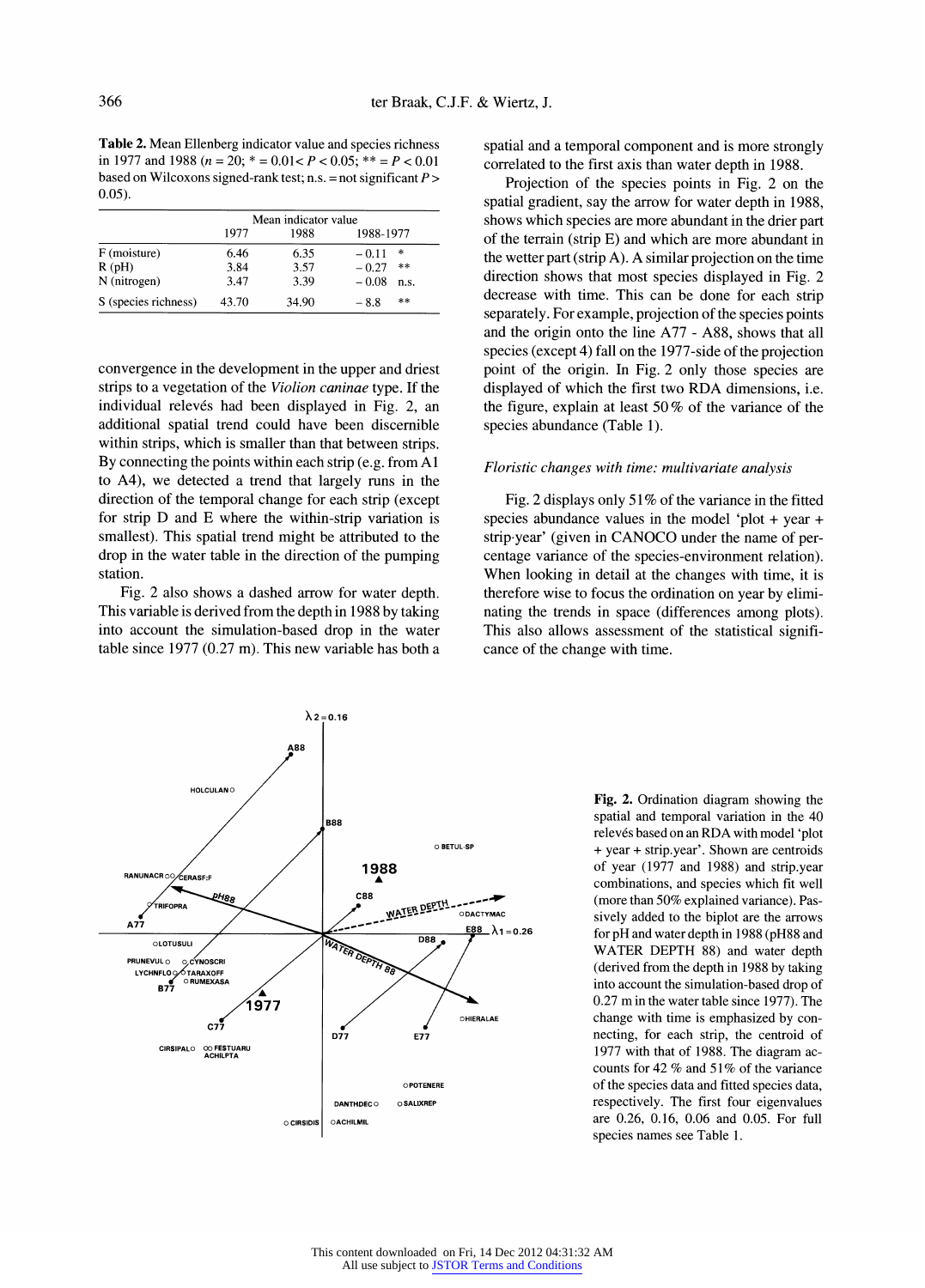**Table 2.** Mean Ellenberg indicator value and species richness in 1977 and 1988 ($n = 20$; * = $0.01 < P < 0.05$; ** = $P < 0.01$ based on Wilcoxons signed-rank test; n.s. = not significant $P > 0.05$).

| | Mean indicator value | | | |
|---|---|---|---|---|
| | 1977 | 1988 | 1988-1977 | |
| F (moisture) | 6.46 | 6.35 | − 0.11 | * |
| R (pH) | 3.84 | 3.57 | − 0.27 | ** |
| N (nitrogen) | 3.47 | 3.39 | − 0.08 | n.s. |
| S (species richness) | 43.70 | 34.90 | − 8.8 | ** |

convergence in the development in the upper and driest strips to a vegetation of the *Violion caninae* type. If the individual relevés had been displayed in Fig. 2, an additional spatial trend could have been discernible within strips, which is smaller than that between strips. By connecting the points within each strip (e.g. from A1 to A4), we detected a trend that largely runs in the direction of the temporal change for each strip (except for strip D and E where the within-strip variation is smallest). This spatial trend might be attributed to the drop in the water table in the direction of the pumping station.

Fig. 2 also shows a dashed arrow for water depth. This variable is derived from the depth in 1988 by taking into account the simulation-based drop in the water table since 1977 (0.27 m). This new variable has both a spatial and a temporal component and is more strongly correlated to the first axis than water depth in 1988.

Projection of the species points in Fig. 2 on the spatial gradient, say the arrow for water depth in 1988, shows which species are more abundant in the drier part of the terrain (strip E) and which are more abundant in the wetter part (strip A). A similar projection on the time direction shows that most species displayed in Fig. 2 decrease with time. This can be done for each strip separately. For example, projection of the species points and the origin onto the line A77 - A88, shows that all species (except 4) fall on the 1977-side of the projection point of the origin. In Fig. 2 only those species are displayed of which the first two RDA dimensions, i.e. the figure, explain at least 50 % of the variance of the species abundance (Table 1).

### *Floristic changes with time: multivariate analysis*

Fig. 2 displays only 51% of the variance in the fitted species abundance values in the model 'plot + year + strip·year' (given in CANOCO under the name of percentage variance of the species-environment relation). When looking in detail at the changes with time, it is therefore wise to focus the ordination on year by eliminating the trends in space (differences among plots). This also allows assessment of the statistical significance of the change with time.

**Fig. 2.** Ordination diagram showing the spatial and temporal variation in the 40 relevés based on an RDA with model 'plot + year + strip.year'. Shown are centroids of year (1977 and 1988) and strip.year combinations, and species which fit well (more than 50% explained variance). Passively added to the biplot are the arrows for pH and water depth in 1988 (pH88 and WATER DEPTH 88) and water depth (derived from the depth in 1988 by taking into account the simulation-based drop of 0.27 m in the water table since 1977). The change with time is emphasized by connecting, for each strip, the centroid of 1977 with that of 1988. The diagram accounts for 42 % and 51% of the variance of the species data and fitted species data, respectively. The first four eigenvalues are 0.26, 0.16, 0.06 and 0.05. For full species names see Table 1.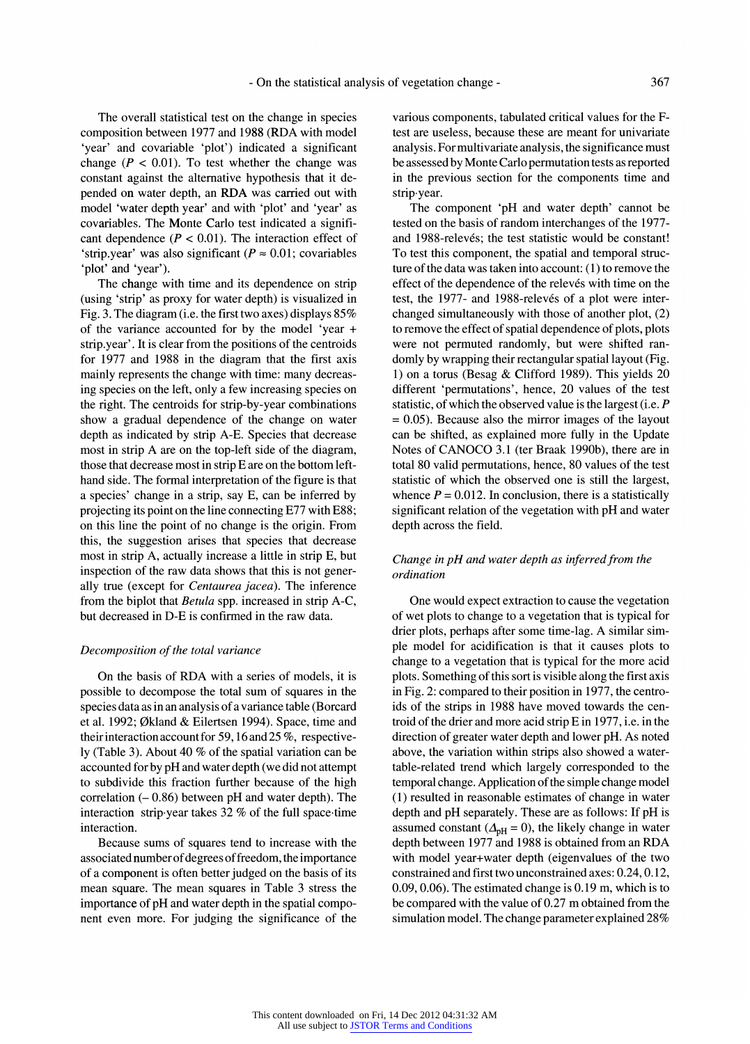The overall statistical test on the change in species composition between 1977 and 1988 (RDA with model 'year' and covariable 'plot') indicated a significant change ($P < 0.01$). To test whether the change was constant against the alternative hypothesis that it depended on water depth, an RDA was carried out with model 'water depth year' and with 'plot' and 'year' as covariables. The Monte Carlo test indicated a significant dependence ($P < 0.01$). The interaction effect of 'strip.year' was also significant ($P \approx 0.01$; covariables 'plot' and 'year').

The change with time and its dependence on strip (using 'strip' as proxy for water depth) is visualized in Fig. 3. The diagram (i.e. the first two axes) displays 85% of the variance accounted for by the model 'year + strip.year'. It is clear from the positions of the centroids for 1977 and 1988 in the diagram that the first axis mainly represents the change with time: many decreasing species on the left, only a few increasing species on the right. The centroids for strip-by-year combinations show a gradual dependence of the change on water depth as indicated by strip A-E. Species that decrease most in strip A are on the top-left side of the diagram, those that decrease most in strip E are on the bottom left-hand side. The formal interpretation of the figure is that a species' change in a strip, say E, can be inferred by projecting its point on the line connecting E77 with E88; on this line the point of no change is the origin. From this, the suggestion arises that species that decrease most in strip A, actually increase a little in strip E, but inspection of the raw data shows that this is not generally true (except for *Centaurea jacea*). The inference from the biplot that *Betula* spp. increased in strip A-C, but decreased in D-E is confirmed in the raw data.

### *Decomposition of the total variance*

On the basis of RDA with a series of models, it is possible to decompose the total sum of squares in the species data as in an analysis of a variance table (Borcard et al. 1992; Økland & Eilertsen 1994). Space, time and their interaction account for 59, 16 and 25 %, respectively (Table 3). About 40 % of the spatial variation can be accounted for by pH and water depth (we did not attempt to subdivide this fraction further because of the high correlation (– 0.86) between pH and water depth). The interaction strip·year takes 32 % of the full space·time interaction.

Because sums of squares tend to increase with the associated number of degrees of freedom, the importance of a component is often better judged on the basis of its mean square. The mean squares in Table 3 stress the importance of pH and water depth in the spatial component even more. For judging the significance of the various components, tabulated critical values for the F-test are useless, because these are meant for univariate analysis. For multivariate analysis, the significance must be assessed by Monte Carlo permutation tests as reported in the previous section for the components time and strip·year.

The component 'pH and water depth' cannot be tested on the basis of random interchanges of the 1977- and 1988-relevés; the test statistic would be constant! To test this component, the spatial and temporal structure of the data was taken into account: (1) to remove the effect of the dependence of the relevés with time on the test, the 1977- and 1988-relevés of a plot were interchanged simultaneously with those of another plot, (2) to remove the effect of spatial dependence of plots, plots were not permuted randomly, but were shifted randomly by wrapping their rectangular spatial layout (Fig. 1) on a torus (Besag & Clifford 1989). This yields 20 different 'permutations', hence, 20 values of the test statistic, of which the observed value is the largest (i.e. $P = 0.05$). Because also the mirror images of the layout can be shifted, as explained more fully in the Update Notes of CANOCO 3.1 (ter Braak 1990b), there are in total 80 valid permutations, hence, 80 values of the test statistic of which the observed one is still the largest, whence $P = 0.012$. In conclusion, there is a statistically significant relation of the vegetation with pH and water depth across the field.

### *Change in pH and water depth as inferred from the ordination*

One would expect extraction to cause the vegetation of wet plots to change to a vegetation that is typical for drier plots, perhaps after some time-lag. A similar simple model for acidification is that it causes plots to change to a vegetation that is typical for the more acid plots. Something of this sort is visible along the first axis in Fig. 2: compared to their position in 1977, the centroids of the strips in 1988 have moved towards the centroid of the drier and more acid strip E in 1977, i.e. in the direction of greater water depth and lower pH. As noted above, the variation within strips also showed a water-table-related trend which largely corresponded to the temporal change. Application of the simple change model (1) resulted in reasonable estimates of change in water depth and pH separately. These are as follows: If pH is assumed constant ($\Delta_{pH} = 0$), the likely change in water depth between 1977 and 1988 is obtained from an RDA with model year+water depth (eigenvalues of the two constrained and first two unconstrained axes: 0.24, 0.12, 0.09, 0.06). The estimated change is 0.19 m, which is to be compared with the value of 0.27 m obtained from the simulation model. The change parameter explained 28%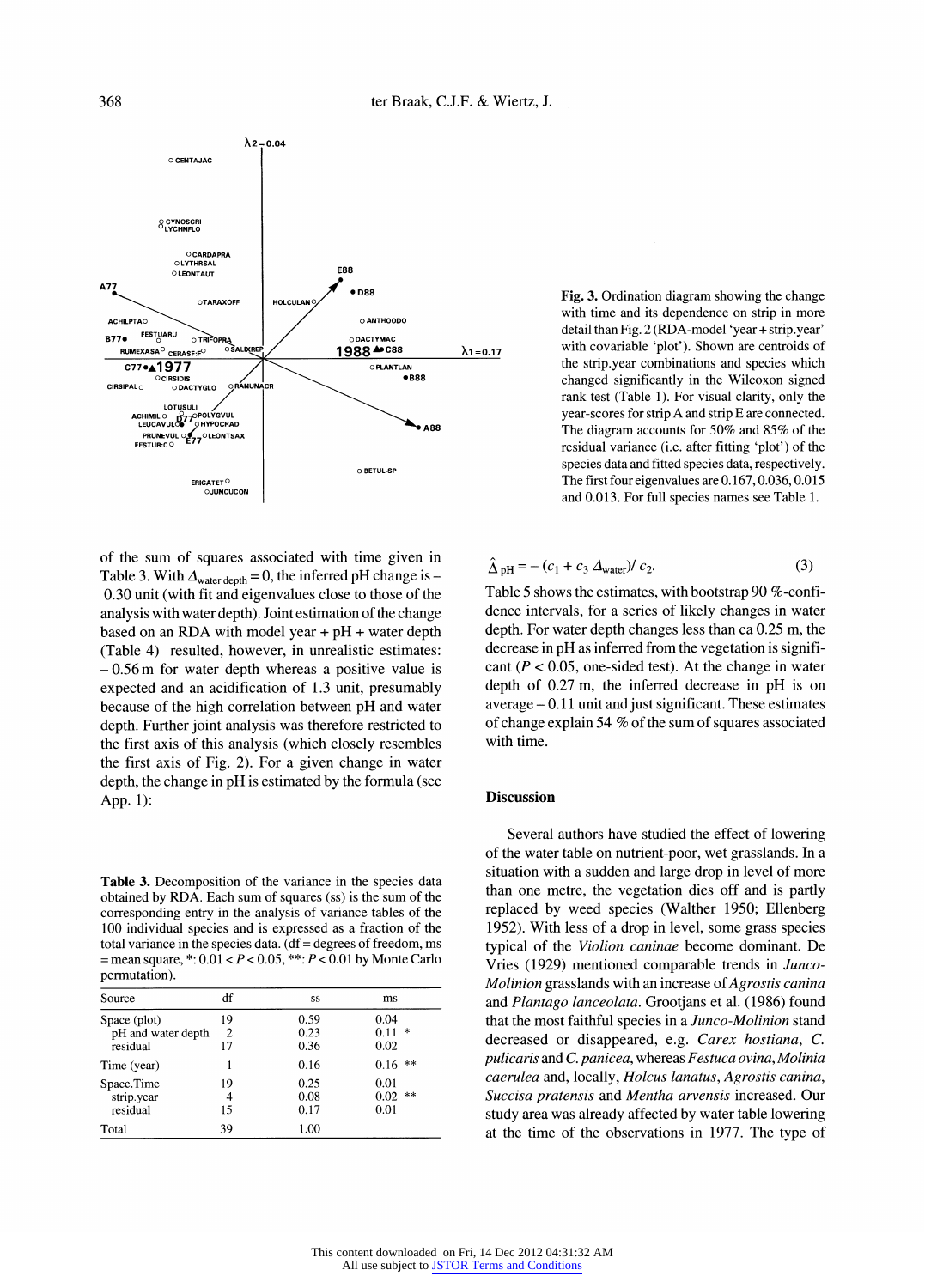Fig. 3. Ordination diagram showing the change with time and its dependence on strip in more detail than Fig. 2 (RDA-model 'year + strip.year' with covariable 'plot'). Shown are centroids of the strip.year combinations and species which changed significantly in the Wilcoxon signed rank test (Table 1). For visual clarity, only the year-scores for strip A and strip E are connected. The diagram accounts for 50% and 85% of the residual variance (i.e. after fitting 'plot') of the species data and fitted species data, respectively. The first four eigenvalues are 0.167, 0.036, 0.015 and 0.013. For full species names see Table 1.

of the sum of squares associated with time given in Table 3. With $\Delta_{\text{water depth}} = 0$, the inferred pH change is – 0.30 unit (with fit and eigenvalues close to those of the analysis with water depth). Joint estimation of the change based on an RDA with model year + pH + water depth (Table 4) resulted, however, in unrealistic estimates: – 0.56 m for water depth whereas a positive value is expected and an acidification of 1.3 unit, presumably because of the high correlation between pH and water depth. Further joint analysis was therefore restricted to the first axis of this analysis (which closely resembles the first axis of Fig. 2). For a given change in water depth, the change in pH is estimated by the formula (see App. 1):

$$\hat{\Delta}_{\text{pH}} = -(c_1 + c_3\,\Delta_{\text{water}})/\,c_2. \tag{3}$$

Table 5 shows the estimates, with bootstrap 90 %-confidence intervals, for a series of likely changes in water depth. For water depth changes less than ca 0.25 m, the decrease in pH as inferred from the vegetation is significant ($P < 0.05$, one-sided test). At the change in water depth of 0.27 m, the inferred decrease in pH is on average – 0.11 unit and just significant. These estimates of change explain 54 % of the sum of squares associated with time.

**Table 3.** Decomposition of the variance in the species data obtained by RDA. Each sum of squares (ss) is the sum of the corresponding entry in the analysis of variance tables of the 100 individual species and is expressed as a fraction of the total variance in the species data. (df = degrees of freedom, ms = mean square, *: $0.01 < P < 0.05$, **: $P < 0.01$ by Monte Carlo permutation).

| Source | df | ss | ms |
|---|---|---|---|
| Space (plot) | 19 | 0.59 | 0.04 |
| pH and water depth | 2 | 0.23 | 0.11 * |
| residual | 17 | 0.36 | 0.02 |
| Time (year) | 1 | 0.16 | 0.16 ** |
| Space.Time | 19 | 0.25 | 0.01 |
| strip.year | 4 | 0.08 | 0.02 ** |
| residual | 15 | 0.17 | 0.01 |
| Total | 39 | 1.00 | |

## Discussion

Several authors have studied the effect of lowering of the water table on nutrient-poor, wet grasslands. In a situation with a sudden and large drop in level of more than one metre, the vegetation dies off and is partly replaced by weed species (Walther 1950; Ellenberg 1952). With less of a drop in level, some grass species typical of the *Violion caninae* become dominant. De Vries (1929) mentioned comparable trends in *Junco-Molinion* grasslands with an increase of *Agrostis canina* and *Plantago lanceolata*. Grootjans et al. (1986) found that the most faithful species in a *Junco-Molinion* stand decreased or disappeared, e.g. *Carex hostiana*, *C. pulicaris* and *C. panicea*, whereas *Festuca ovina*, *Molinia caerulea* and, locally, *Holcus lanatus*, *Agrostis canina*, *Succisa pratensis* and *Mentha arvensis* increased. Our study area was already affected by water table lowering at the time of the observations in 1977. The type of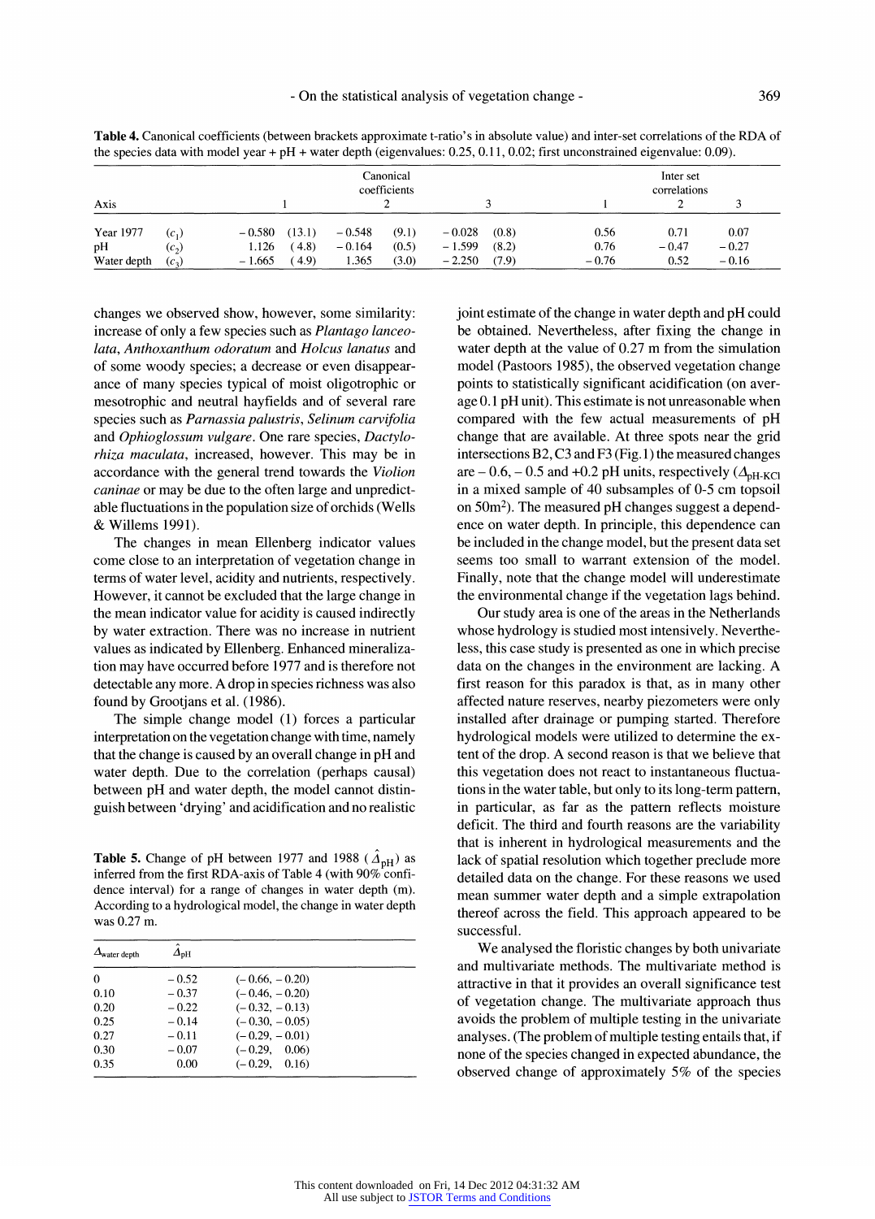**Table 4.** Canonical coefficients (between brackets approximate t-ratio's in absolute value) and inter-set correlations of the RDA of the species data with model year + pH + water depth (eigenvalues: 0.25, 0.11, 0.02; first unconstrained eigenvalue: 0.09).

| Axis | | Canonical coefficients 1 | | 2 | | 3 | | Inter set correlations 1 | 2 | 3 |
|---|---|---|---|---|---|---|---|---|---|---|
| Year 1977 | ($c_1$) | −0.580 | (13.1) | −0.548 | (9.1) | −0.028 | (0.8) | 0.56 | 0.71 | 0.07 |
| pH | ($c_2$) | 1.126 | (4.8) | −0.164 | (0.5) | −1.599 | (8.2) | 0.76 | −0.47 | −0.27 |
| Water depth | ($c_3$) | −1.665 | (4.9) | 1.365 | (3.0) | −2.250 | (7.9) | −0.76 | 0.52 | −0.16 |

changes we observed show, however, some similarity: increase of only a few species such as *Plantago lanceolata*, *Anthoxanthum odoratum* and *Holcus lanatus* and of some woody species; a decrease or even disappearance of many species typical of moist oligotrophic or mesotrophic and neutral hayfields and of several rare species such as *Parnassia palustris*, *Selinum carvifolia* and *Ophioglossum vulgare*. One rare species, *Dactylorhiza maculata*, increased, however. This may be in accordance with the general trend towards the *Violion caninae* or may be due to the often large and unpredictable fluctuations in the population size of orchids (Wells & Willems 1991).

The changes in mean Ellenberg indicator values come close to an interpretation of vegetation change in terms of water level, acidity and nutrients, respectively. However, it cannot be excluded that the large change in the mean indicator value for acidity is caused indirectly by water extraction. There was no increase in nutrient values as indicated by Ellenberg. Enhanced mineralization may have occurred before 1977 and is therefore not detectable any more. A drop in species richness was also found by Grootjans et al. (1986).

The simple change model (1) forces a particular interpretation on the vegetation change with time, namely that the change is caused by an overall change in pH and water depth. Due to the correlation (perhaps causal) between pH and water depth, the model cannot distinguish between 'drying' and acidification and no realistic joint estimate of the change in water depth and pH could be obtained. Nevertheless, after fixing the change in water depth at the value of 0.27 m from the simulation model (Pastoors 1985), the observed vegetation change points to statistically significant acidification (on average 0.1 pH unit). This estimate is not unreasonable when compared with the few actual measurements of pH change that are available. At three spots near the grid intersections B2, C3 and F3 (Fig. 1) the measured changes are −0.6, −0.5 and +0.2 pH units, respectively ($\Delta_{\text{pH-KCl}}$ in a mixed sample of 40 subsamples of 0-5 cm topsoil on $50 m^2$). The measured pH changes suggest a dependence on water depth. In principle, this dependence can be included in the change model, but the present data set seems too small to warrant extension of the model. Finally, note that the change model will underestimate the environmental change if the vegetation lags behind.

**Table 5.** Change of pH between 1977 and 1988 ($\hat{\Delta}_{\text{pH}}$) as inferred from the first RDA-axis of Table 4 (with 90% confidence interval) for a range of changes in water depth (m). According to a hydrological model, the change in water depth was 0.27 m.

| $\Delta_{\text{water depth}}$ | $\hat{\Delta}_{\text{pH}}$ | |
|---|---|---|
| 0 | −0.52 | (−0.66, −0.20) |
| 0.10 | −0.37 | (−0.46, −0.20) |
| 0.20 | −0.22 | (−0.32, −0.13) |
| 0.25 | −0.14 | (−0.30, −0.05) |
| 0.27 | −0.11 | (−0.29, −0.01) |
| 0.30 | −0.07 | (−0.29, 0.06) |
| 0.35 | 0.00 | (−0.29, 0.16) |

Our study area is one of the areas in the Netherlands whose hydrology is studied most intensively. Nevertheless, this case study is presented as one in which precise data on the changes in the environment are lacking. A first reason for this paradox is that, as in many other affected nature reserves, nearby piezometers were only installed after drainage or pumping started. Therefore hydrological models were utilized to determine the extent of the drop. A second reason is that we believe that this vegetation does not react to instantaneous fluctuations in the water table, but only to its long-term pattern, in particular, as far as the pattern reflects moisture deficit. The third and fourth reasons are the variability that is inherent in hydrological measurements and the lack of spatial resolution which together preclude more detailed data on the change. For these reasons we used mean summer water depth and a simple extrapolation thereof across the field. This approach appeared to be successful.

We analysed the floristic changes by both univariate and multivariate methods. The multivariate method is attractive in that it provides an overall significance test of vegetation change. The multivariate approach thus avoids the problem of multiple testing in the univariate analyses. (The problem of multiple testing entails that, if none of the species changed in expected abundance, the observed change of approximately 5% of the species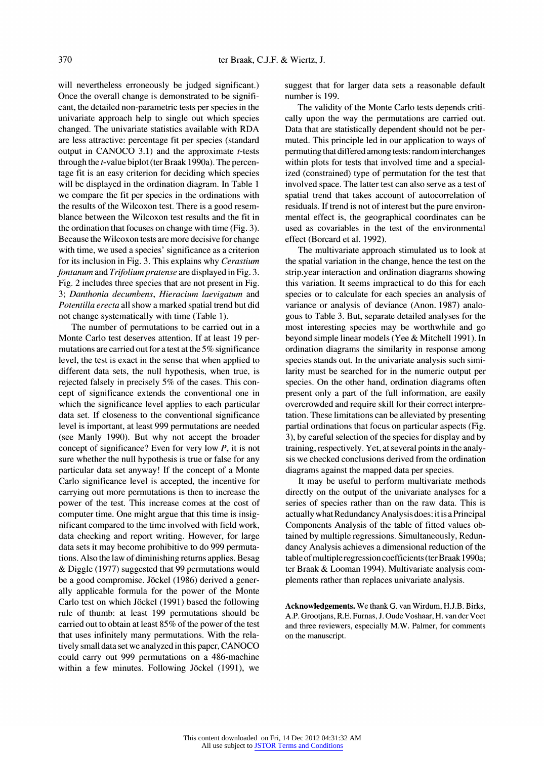will nevertheless erroneously be judged significant.) Once the overall change is demonstrated to be significant, the detailed non-parametric tests per species in the univariate approach help to single out which species changed. The univariate statistics available with RDA are less attractive: percentage fit per species (standard output in CANOCO 3.1) and the approximate *t*-tests through the *t*-value biplot (ter Braak 1990a). The percentage fit is an easy criterion for deciding which species will be displayed in the ordination diagram. In Table 1 we compare the fit per species in the ordinations with the results of the Wilcoxon test. There is a good resemblance between the Wilcoxon test results and the fit in the ordination that focuses on change with time (Fig. 3). Because the Wilcoxon tests are more decisive for change with time, we used a species' significance as a criterion for its inclusion in Fig. 3. This explains why *Cerastium fontanum* and *Trifolium pratense* are displayed in Fig. 3. Fig. 2 includes three species that are not present in Fig. 3; *Danthonia decumbens*, *Hieracium laevigatum* and *Potentilla erecta* all show a marked spatial trend but did not change systematically with time (Table 1).

The number of permutations to be carried out in a Monte Carlo test deserves attention. If at least 19 permutations are carried out for a test at the 5% significance level, the test is exact in the sense that when applied to different data sets, the null hypothesis, when true, is rejected falsely in precisely 5% of the cases. This concept of significance extends the conventional one in which the significance level applies to each particular data set. If closeness to the conventional significance level is important, at least 999 permutations are needed (see Manly 1990). But why not accept the broader concept of significance? Even for very low *P*, it is not sure whether the null hypothesis is true or false for any particular data set anyway! If the concept of a Monte Carlo significance level is accepted, the incentive for carrying out more permutations is then to increase the power of the test. This increase comes at the cost of computer time. One might argue that this time is insignificant compared to the time involved with field work, data checking and report writing. However, for large data sets it may become prohibitive to do 999 permutations. Also the law of diminishing returns applies. Besag & Diggle (1977) suggested that 99 permutations would be a good compromise. Jöckel (1986) derived a generally applicable formula for the power of the Monte Carlo test on which Jöckel (1991) based the following rule of thumb: at least 199 permutations should be carried out to obtain at least 85% of the power of the test that uses infinitely many permutations. With the relatively small data set we analyzed in this paper, CANOCO could carry out 999 permutations on a 486-machine within a few minutes. Following Jöckel (1991), we suggest that for larger data sets a reasonable default number is 199.

The validity of the Monte Carlo tests depends critically upon the way the permutations are carried out. Data that are statistically dependent should not be permuted. This principle led in our application to ways of permuting that differed among tests: random interchanges within plots for tests that involved time and a specialized (constrained) type of permutation for the test that involved space. The latter test can also serve as a test of spatial trend that takes account of autocorrelation of residuals. If trend is not of interest but the pure environmental effect is, the geographical coordinates can be used as covariables in the test of the environmental effect (Borcard et al. 1992).

The multivariate approach stimulated us to look at the spatial variation in the change, hence the test on the strip.year interaction and ordination diagrams showing this variation. It seems impractical to do this for each species or to calculate for each species an analysis of variance or analysis of deviance (Anon. 1987) analogous to Table 3. But, separate detailed analyses for the most interesting species may be worthwhile and go beyond simple linear models (Yee & Mitchell 1991). In ordination diagrams the similarity in response among species stands out. In the univariate analysis such similarity must be searched for in the numeric output per species. On the other hand, ordination diagrams often present only a part of the full information, are easily overcrowded and require skill for their correct interpretation. These limitations can be alleviated by presenting partial ordinations that focus on particular aspects (Fig. 3), by careful selection of the species for display and by training, respectively. Yet, at several points in the analysis we checked conclusions derived from the ordination diagrams against the mapped data per species.

It may be useful to perform multivariate methods directly on the output of the univariate analyses for a series of species rather than on the raw data. This is actually what Redundancy Analysis does: it is a Principal Components Analysis of the table of fitted values obtained by multiple regressions. Simultaneously, Redundancy Analysis achieves a dimensional reduction of the table of multiple regression coefficients (ter Braak 1990a; ter Braak & Looman 1994). Multivariate analysis complements rather than replaces univariate analysis.

**Acknowledgements.** We thank G. van Wirdum, H.J.B. Birks, A.P. Grootjans, R.E. Furnas, J. Oude Voshaar, H. van der Voet and three reviewers, especially M.W. Palmer, for comments on the manuscript.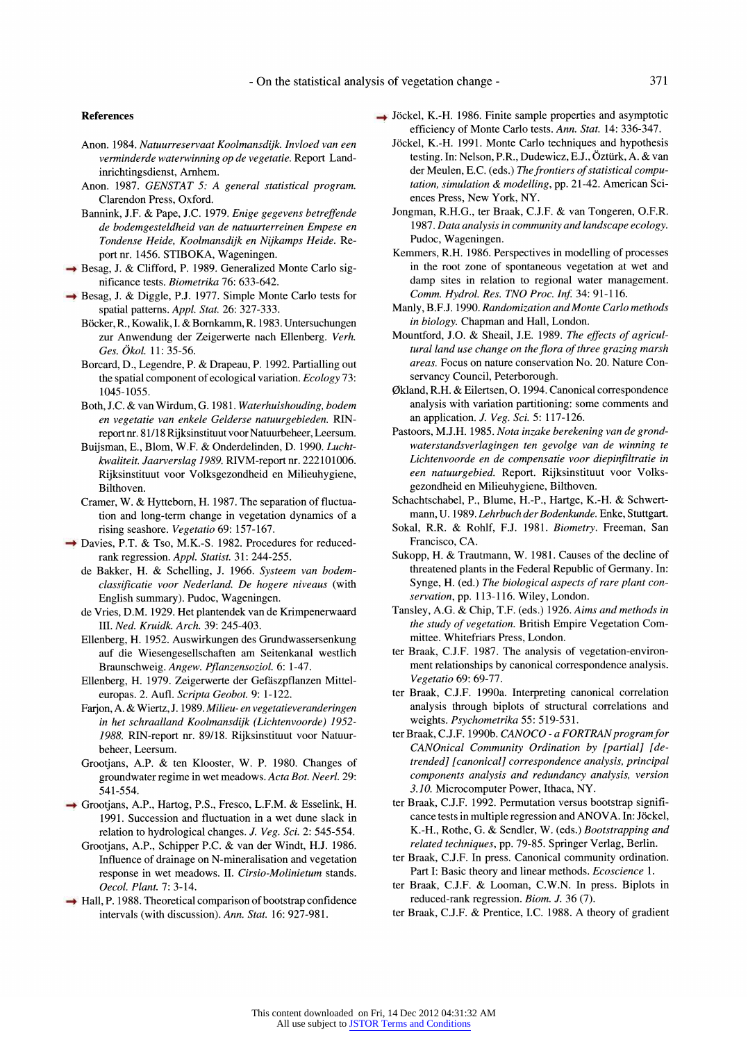## References

Anon. 1984. *Natuurreservaat Koolmansdijk. Invloed van een verminderde waterwinning op de vegetatie.* Report Landinrichtingsdienst, Arnhem.

Anon. 1987. *GENSTAT 5: A general statistical program.* Clarendon Press, Oxford.

Bannink, J.F. & Pape, J.C. 1979. *Enige gegevens betreffende de bodemgesteldheid van de natuurterreinen Empese en Tondense Heide, Koolmansdijk en Nijkamps Heide.* Report nr. 1456. STIBOKA, Wageningen.

Besag, J. & Clifford, P. 1989. Generalized Monte Carlo significance tests. *Biometrika* 76: 633-642.

Besag, J. & Diggle, P.J. 1977. Simple Monte Carlo tests for spatial patterns. *Appl. Stat.* 26: 327-333.

Böcker, R., Kowalik, I. & Bornkamm, R. 1983. Untersuchungen zur Anwendung der Zeigerwerte nach Ellenberg. *Verh. Ges. Ökol.* 11: 35-56.

Borcard, D., Legendre, P. & Drapeau, P. 1992. Partialling out the spatial component of ecological variation. *Ecology* 73: 1045-1055.

Both, J.C. & van Wirdum, G. 1981. *Waterhuishouding, bodem en vegetatie van enkele Gelderse natuurgebieden.* RIN-report nr. 81/18 Rijksinstituut voor Natuurbeheer, Leersum.

Buijsman, E., Blom, W.F. & Onderdelinden, D. 1990. *Luchtkwaliteit. Jaarverslag 1989.* RIVM-report nr. 222101006. Rijksinstituut voor Volksgezondheid en Milieuhygiene, Bilthoven.

Cramer, W. & Hytteborn, H. 1987. The separation of fluctuation and long-term change in vegetation dynamics of a rising seashore. *Vegetatio* 69: 157-167.

Davies, P.T. & Tso, M.K.-S. 1982. Procedures for reduced-rank regression. *Appl. Statist.* 31: 244-255.

de Bakker, H. & Schelling, J. 1966. *Systeem van bodemclassificatie voor Nederland. De hogere niveaus* (with English summary). Pudoc, Wageningen.

de Vries, D.M. 1929. Het plantendek van de Krimpenerwaard III. *Ned. Kruidk. Arch.* 39: 245-403.

Ellenberg, H. 1952. Auswirkungen des Grundwassersenkung auf die Wiesengesellschaften am Seitenkanal westlich Braunschweig. *Angew. Pflanzensoziol.* 6: 1-47.

Ellenberg, H. 1979. Zeigerwerte der Gefäszpflanzen Mitteleuropas. 2. Aufl. *Scripta Geobot.* 9: 1-122.

Farjon, A. & Wiertz, J. 1989. *Milieu- en vegetatieveranderingen in het schraalland Koolmansdijk (Lichtenvoorde) 1952-1988.* RIN-report nr. 89/18. Rijksinstituut voor Natuurbeheer, Leersum.

Grootjans, A.P. & ten Klooster, W. P. 1980. Changes of groundwater regime in wet meadows. *Acta Bot. Neerl.* 29: 541-554.

Grootjans, A.P., Hartog, P.S., Fresco, L.F.M. & Esselink, H. 1991. Succession and fluctuation in a wet dune slack in relation to hydrological changes. *J. Veg. Sci.* 2: 545-554.

Grootjans, A.P., Schipper P.C. & van der Windt, H.J. 1986. Influence of drainage on N-mineralisation and vegetation response in wet meadows. II. *Cirsio-Molinietum* stands. *Oecol. Plant.* 7: 3-14.

Hall, P. 1988. Theoretical comparison of bootstrap confidence intervals (with discussion). *Ann. Stat.* 16: 927-981.

Jöckel, K.-H. 1986. Finite sample properties and asymptotic efficiency of Monte Carlo tests. *Ann. Stat.* 14: 336-347.

Jöckel, K.-H. 1991. Monte Carlo techniques and hypothesis testing. In: Nelson, P.R., Dudewicz, E.J., Öztürk, A. & van der Meulen, E.C. (eds.) *The frontiers of statistical computation, simulation & modelling*, pp. 21-42. American Sciences Press, New York, NY.

Jongman, R.H.G., ter Braak, C.J.F. & van Tongeren, O.F.R. 1987. *Data analysis in community and landscape ecology.* Pudoc, Wageningen.

Kemmers, R.H. 1986. Perspectives in modelling of processes in the root zone of spontaneous vegetation at wet and damp sites in relation to regional water management. *Comm. Hydrol. Res. TNO Proc. Inf.* 34: 91-116.

Manly, B.F.J. 1990. *Randomization and Monte Carlo methods in biology.* Chapman and Hall, London.

Mountford, J.O. & Sheail, J.E. 1989. *The effects of agricultural land use change on the flora of three grazing marsh areas.* Focus on nature conservation No. 20. Nature Conservancy Council, Peterborough.

Økland, R.H. & Eilertsen, O. 1994. Canonical correspondence analysis with variation partitioning: some comments and an application. *J. Veg. Sci.* 5: 117-126.

Pastoors, M.J.H. 1985. *Nota inzake berekening van de grondwaterstandsverlagingen ten gevolge van de winning te Lichtenvoorde en de compensatie voor diepinfiltratie in een natuurgebied.* Report. Rijksinstituut voor Volksgezondheid en Milieuhygiene, Bilthoven.

Schachtschabel, P., Blume, H.-P., Hartge, K.-H. & Schwertmann, U. 1989. *Lehrbuch der Bodenkunde.* Enke, Stuttgart.

Sokal, R.R. & Rohlf, F.J. 1981. *Biometry.* Freeman, San Francisco, CA.

Sukopp, H. & Trautmann, W. 1981. Causes of the decline of threatened plants in the Federal Republic of Germany. In: Synge, H. (ed.) *The biological aspects of rare plant conservation*, pp. 113-116. Wiley, London.

Tansley, A.G. & Chip, T.F. (eds.) 1926. *Aims and methods in the study of vegetation.* British Empire Vegetation Committee. Whitefriars Press, London.

ter Braak, C.J.F. 1987. The analysis of vegetation-environment relationships by canonical correspondence analysis. *Vegetatio* 69: 69-77.

ter Braak, C.J.F. 1990a. Interpreting canonical correlation analysis through biplots of structural correlations and weights. *Psychometrika* 55: 519-531.

ter Braak, C.J.F. 1990b. *CANOCO - a FORTRAN program for CANOnical Community Ordination by [partial] [detrended] [canonical] correspondence analysis, principal components analysis and redundancy analysis, version 3.10.* Microcomputer Power, Ithaca, NY.

ter Braak, C.J.F. 1992. Permutation versus bootstrap significance tests in multiple regression and ANOVA. In: Jöckel, K.-H., Rothe, G. & Sendler, W. (eds.) *Bootstrapping and related techniques*, pp. 79-85. Springer Verlag, Berlin.

ter Braak, C.J.F. In press. Canonical community ordination. Part I: Basic theory and linear methods. *Ecoscience* 1.

ter Braak, C.J.F. & Looman, C.W.N. In press. Biplots in reduced-rank regression. *Biom. J.* 36 (7).

ter Braak, C.J.F. & Prentice, I.C. 1988. A theory of gradient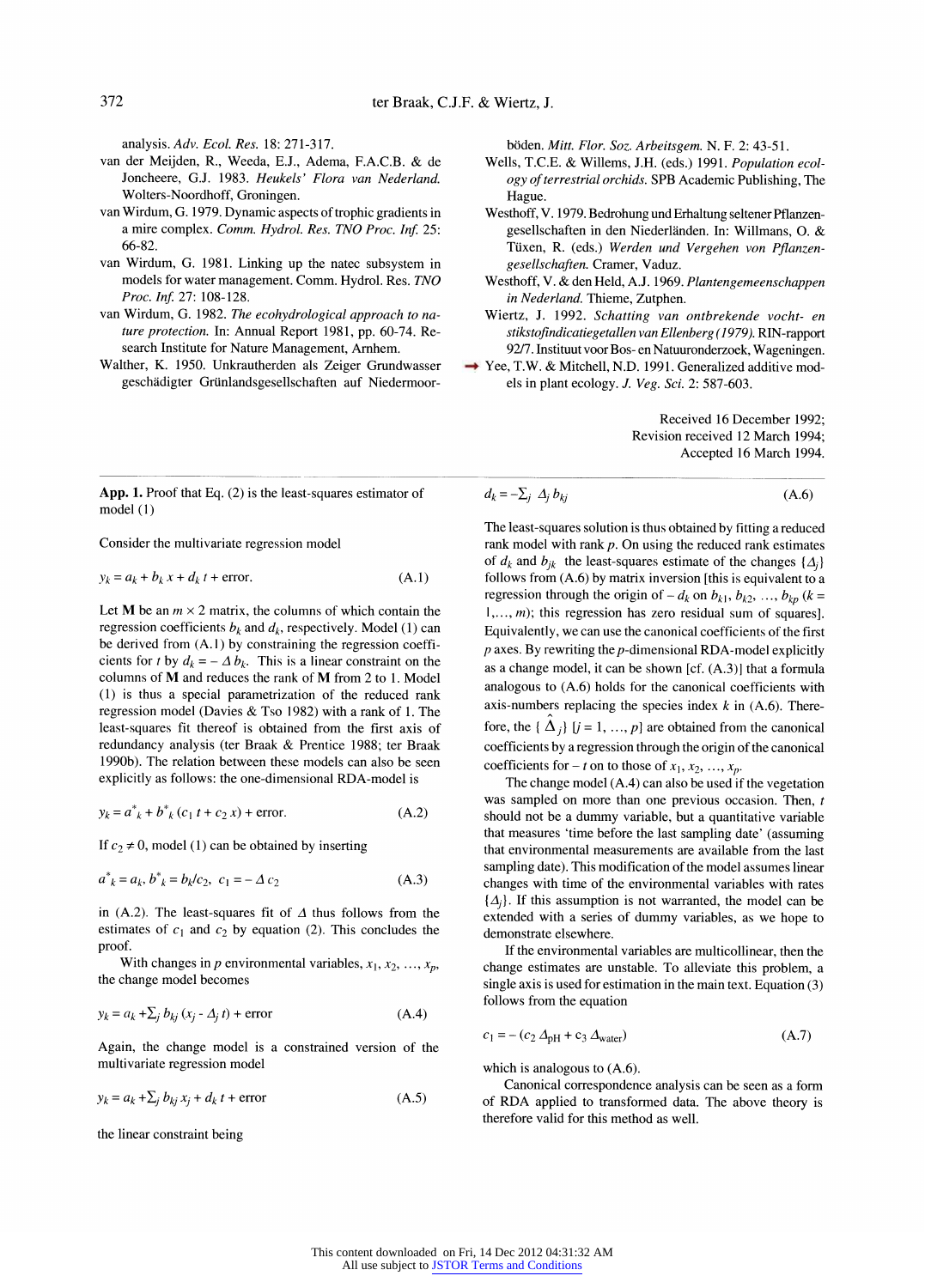analysis. *Adv. Ecol. Res.* 18: 271-317.

van der Meijden, R., Weeda, E.J., Adema, F.A.C.B. & de Joncheere, G.J. 1983. *Heukels' Flora van Nederland.* Wolters-Noordhoff, Groningen.

van Wirdum, G. 1979. Dynamic aspects of trophic gradients in a mire complex. *Comm. Hydrol. Res. TNO Proc. Inf.* 25: 66-82.

van Wirdum, G. 1981. Linking up the natec subsystem in models for water management. Comm. Hydrol. Res. *TNO Proc. Inf.* 27: 108-128.

van Wirdum, G. 1982. *The ecohydrological approach to nature protection.* In: Annual Report 1981, pp. 60-74. Research Institute for Nature Management, Arnhem.

Walther, K. 1950. Unkrautherden als Zeiger Grundwasser geschädigter Grünlandsgesellschaften auf Niedermoor-böden. *Mitt. Flor. Soz. Arbeitsgem.* N. F. 2: 43-51.

Wells, T.C.E. & Willems, J.H. (eds.) 1991. *Population ecology of terrestrial orchids.* SPB Academic Publishing, The Hague.

Westhoff, V. 1979. Bedrohung und Erhaltung seltener Pflanzengesellschaften in den Niederländen. In: Willmans, O. & Tüxen, R. (eds.) *Werden und Vergehen von Pflanzengesellschaften.* Cramer, Vaduz.

Westhoff, V. & den Held, A.J. 1969. *Plantengemeenschappen in Nederland.* Thieme, Zutphen.

Wiertz, J. 1992. *Schatting van ontbrekende vocht- en stikstofindicatiegetallen van Ellenberg (1979).* RIN-rapport 92/7. Instituut voor Bos- en Natuuronderzoek, Wageningen.

Yee, T.W. & Mitchell, N.D. 1991. Generalized additive models in plant ecology. *J. Veg. Sci.* 2: 587-603.

Received 16 December 1992;
Revision received 12 March 1994;
Accepted 16 March 1994.

---

**App. 1.** Proof that Eq. (2) is the least-squares estimator of model (1)

Consider the multivariate regression model

$$y_k = a_k + b_k\, x + d_k\, t + \text{error}. \tag{A.1}$$

Let **M** be an $m \times 2$ matrix, the columns of which contain the regression coefficients $b_k$ and $d_k$, respectively. Model (1) can be derived from (A.1) by constraining the regression coefficients for $t$ by $d_k = -\,\Delta\, b_k$. This is a linear constraint on the columns of **M** and reduces the rank of **M** from 2 to 1. Model (1) is thus a special parametrization of the reduced rank regression model (Davies & Tso 1982) with a rank of 1. The least-squares fit thereof is obtained from the first axis of redundancy analysis (ter Braak & Prentice 1988; ter Braak 1990b). The relation between these models can also be seen explicitly as follows: the one-dimensional RDA-model is

$$y_k = a^*_k + b^*_k\,(c_1\, t + c_2\, x) + \text{error}. \tag{A.2}$$

If $c_2 \neq 0$, model (1) can be obtained by inserting

$$a^*_k = a_k,\; b^*_k = b_k/c_2,\; c_1 = -\,\Delta\, c_2 \tag{A.3}$$

in (A.2). The least-squares fit of $\Delta$ thus follows from the estimates of $c_1$ and $c_2$ by equation (2). This concludes the proof.

With changes in $p$ environmental variables, $x_1, x_2, \ldots, x_p$, the change model becomes

$$y_k = a_k + \Sigma_j\, b_{kj}\,(x_j - \Delta_j\, t) + \text{error} \tag{A.4}$$

Again, the change model is a constrained version of the multivariate regression model

$$y_k = a_k + \Sigma_j\, b_{kj}\, x_j + d_k\, t + \text{error} \tag{A.5}$$

the linear constraint being

$$d_k = -\Sigma_j\, \Delta_j\, b_{kj} \tag{A.6}$$

The least-squares solution is thus obtained by fitting a reduced rank model with rank $p$. On using the reduced rank estimates of $d_k$ and $b_{jk}$ the least-squares estimate of the changes $\{\Delta_j\}$ follows from (A.6) by matrix inversion [this is equivalent to a regression through the origin of $-\,d_k$ on $b_{k1}, b_{k2}, \ldots, b_{kp}$ ($k = 1, \ldots, m$); this regression has zero residual sum of squares]. Equivalently, we can use the canonical coefficients of the first $p$ axes. By rewriting the $p$-dimensional RDA-model explicitly as a change model, it can be shown [cf. (A.3)] that a formula analogous to (A.6) holds for the canonical coefficients with axis-numbers replacing the species index $k$ in (A.6). Therefore, the $\{\hat{\Delta}_j\}$ [$j = 1, \ldots, p$] are obtained from the canonical coefficients by a regression through the origin of the canonical coefficients for $-\,t$ on to those of $x_1, x_2, \ldots, x_p$.

The change model (A.4) can also be used if the vegetation was sampled on more than one previous occasion. Then, $t$ should not be a dummy variable, but a quantitative variable that measures 'time before the last sampling date' (assuming that environmental measurements are available from the last sampling date). This modification of the model assumes linear changes with time of the environmental variables with rates $\{\Delta_j\}$. If this assumption is not warranted, the model can be extended with a series of dummy variables, as we hope to demonstrate elsewhere.

If the environmental variables are multicollinear, then the change estimates are unstable. To alleviate this problem, a single axis is used for estimation in the main text. Equation (3) follows from the equation

$$c_1 = -\,(c_2\, \Delta_{\text{pH}} + c_3\, \Delta_{\text{water}}) \tag{A.7}$$

which is analogous to (A.6).

Canonical correspondence analysis can be seen as a form of RDA applied to transformed data. The above theory is therefore valid for this method as well.